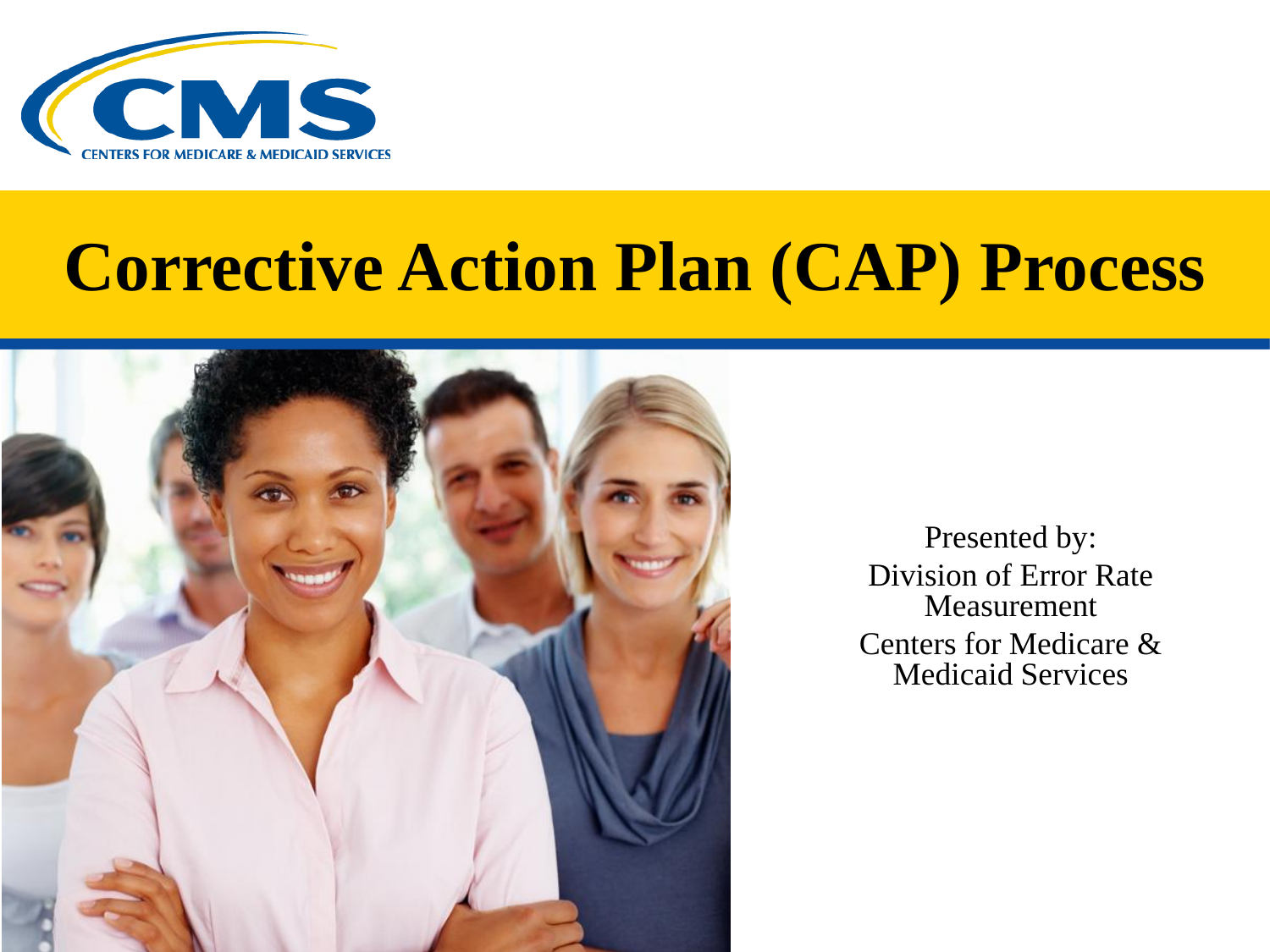# Corrective Action Plan (CAP) Process

Presented by:
Division of Error Rate Measurement
Centers for Medicare & Medicaid Services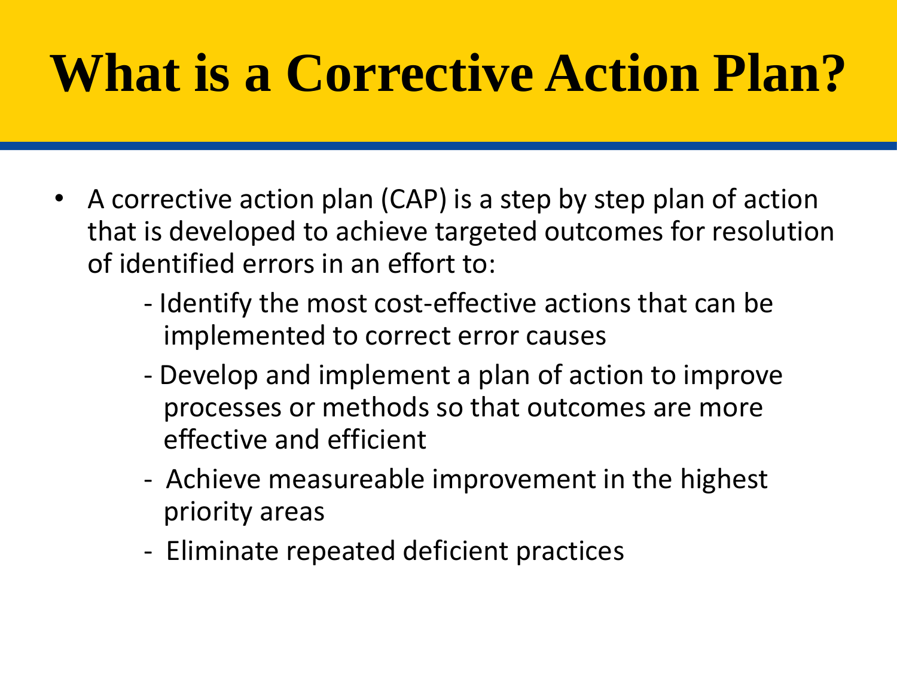# What is a Corrective Action Plan?

- A corrective action plan (CAP) is a step by step plan of action that is developed to achieve targeted outcomes for resolution of identified errors in an effort to:
  - Identify the most cost-effective actions that can be implemented to correct error causes
  - Develop and implement a plan of action to improve processes or methods so that outcomes are more effective and efficient
  - Achieve measureable improvement in the highest priority areas
  - Eliminate repeated deficient practices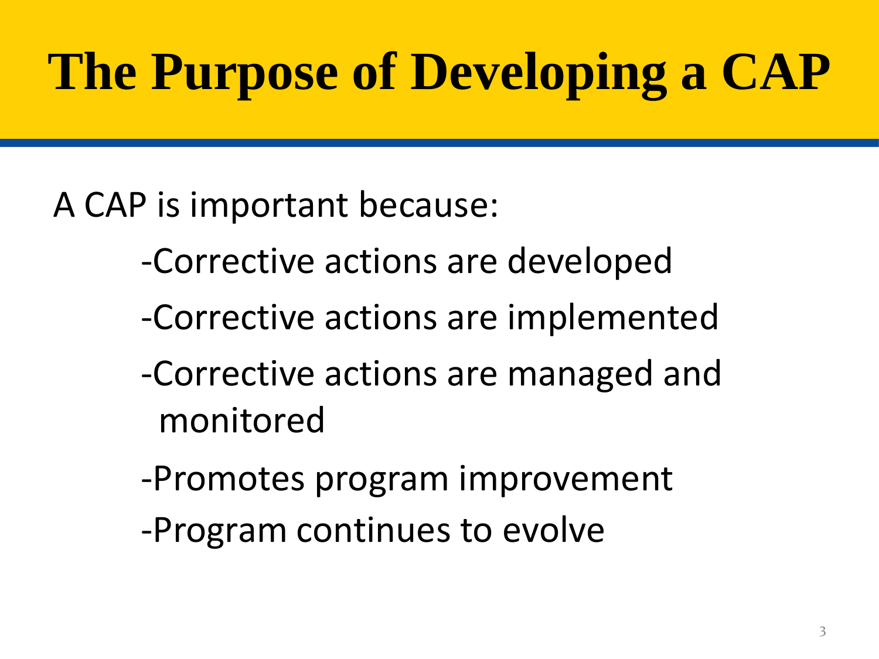# The Purpose of Developing a CAP

A CAP is important because:

- -Corrective actions are developed
- -Corrective actions are implemented
- -Corrective actions are managed and monitored
- -Promotes program improvement
- -Program continues to evolve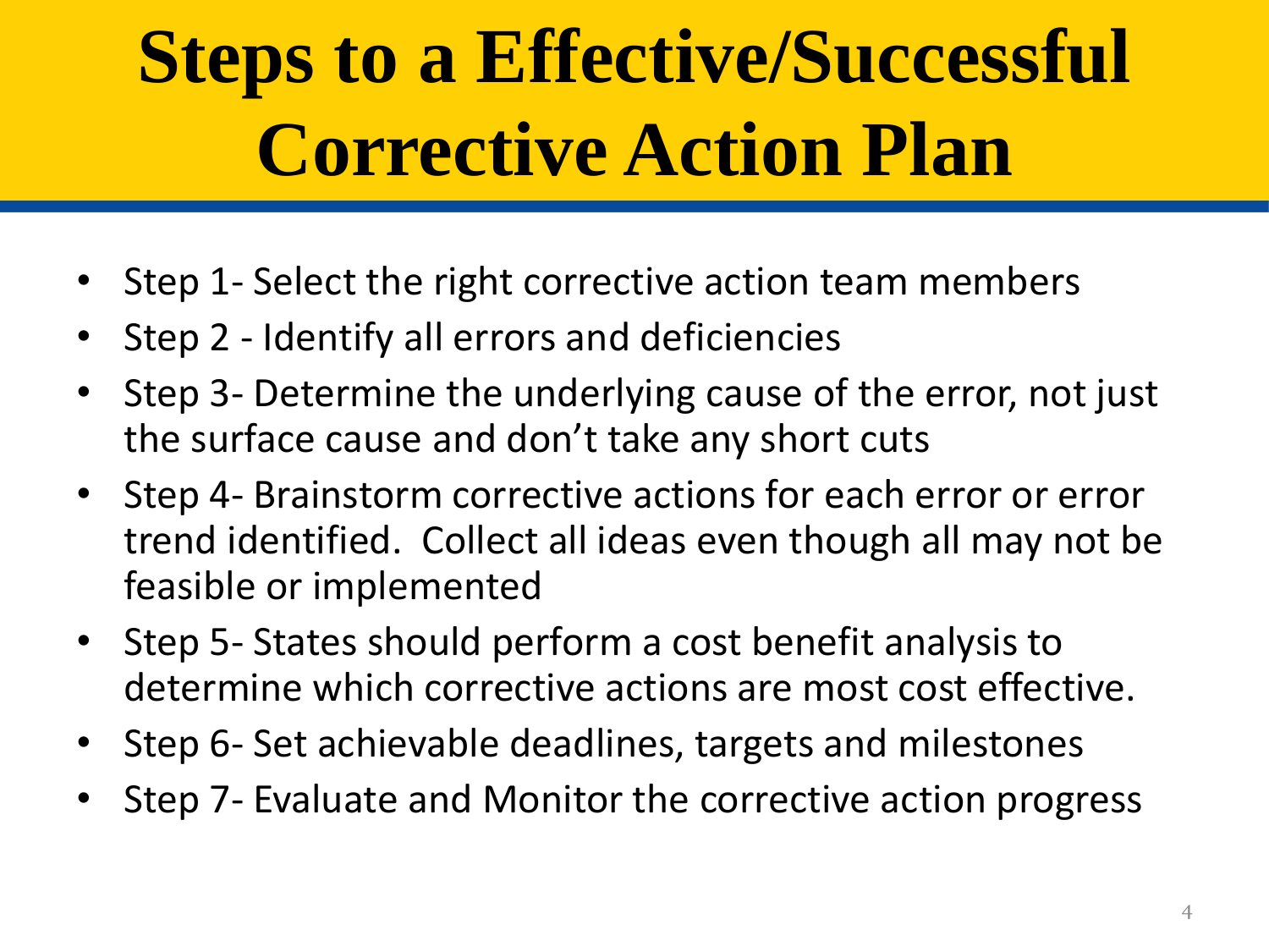# Steps to a Effective/Successful Corrective Action Plan

- Step 1- Select the right corrective action team members
- Step 2 - Identify all errors and deficiencies
- Step 3- Determine the underlying cause of the error, not just the surface cause and don't take any short cuts
- Step 4- Brainstorm corrective actions for each error or error trend identified. Collect all ideas even though all may not be feasible or implemented
- Step 5- States should perform a cost benefit analysis to determine which corrective actions are most cost effective.
- Step 6- Set achievable deadlines, targets and milestones
- Step 7- Evaluate and Monitor the corrective action progress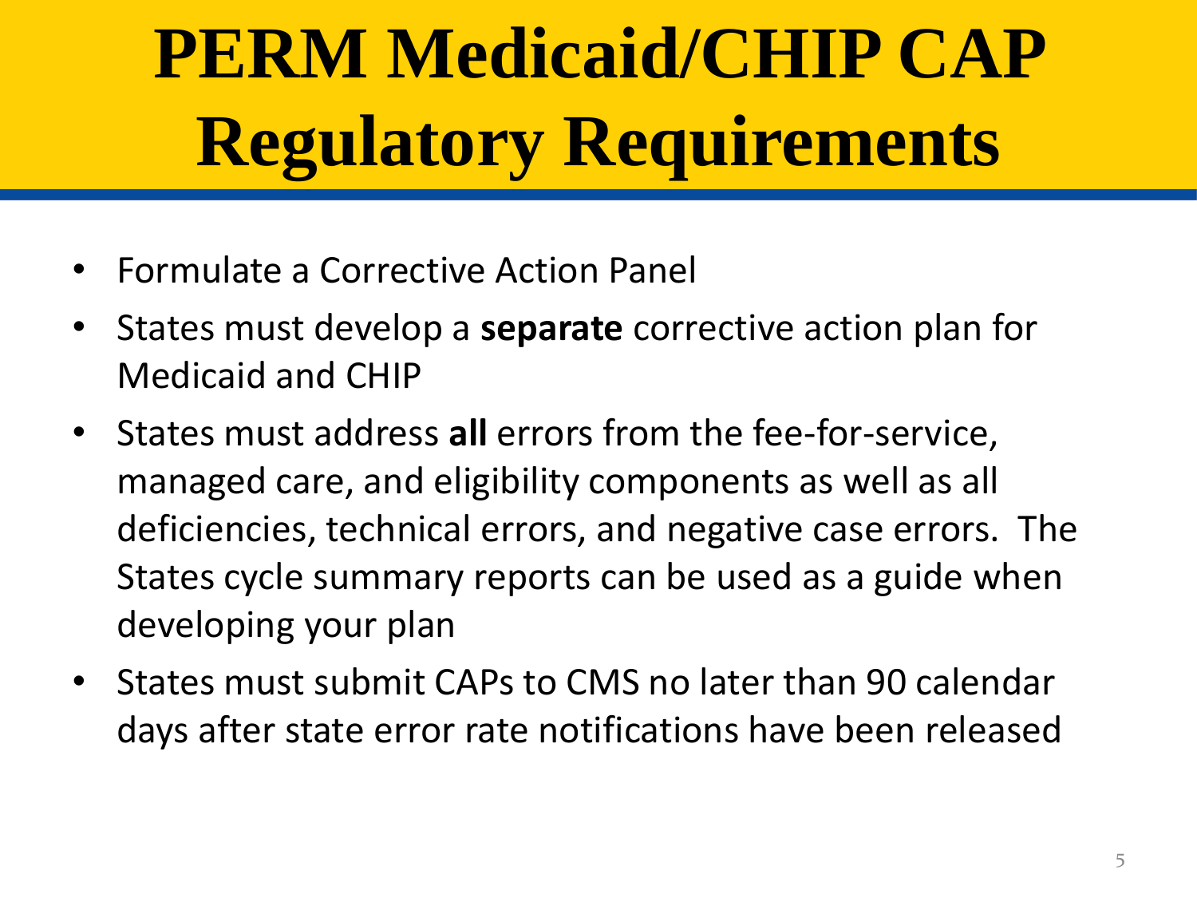# PERM Medicaid/CHIP CAP Regulatory Requirements

- Formulate a Corrective Action Panel
- States must develop a **separate** corrective action plan for Medicaid and CHIP
- States must address **all** errors from the fee-for-service, managed care, and eligibility components as well as all deficiencies, technical errors, and negative case errors. The States cycle summary reports can be used as a guide when developing your plan
- States must submit CAPs to CMS no later than 90 calendar days after state error rate notifications have been released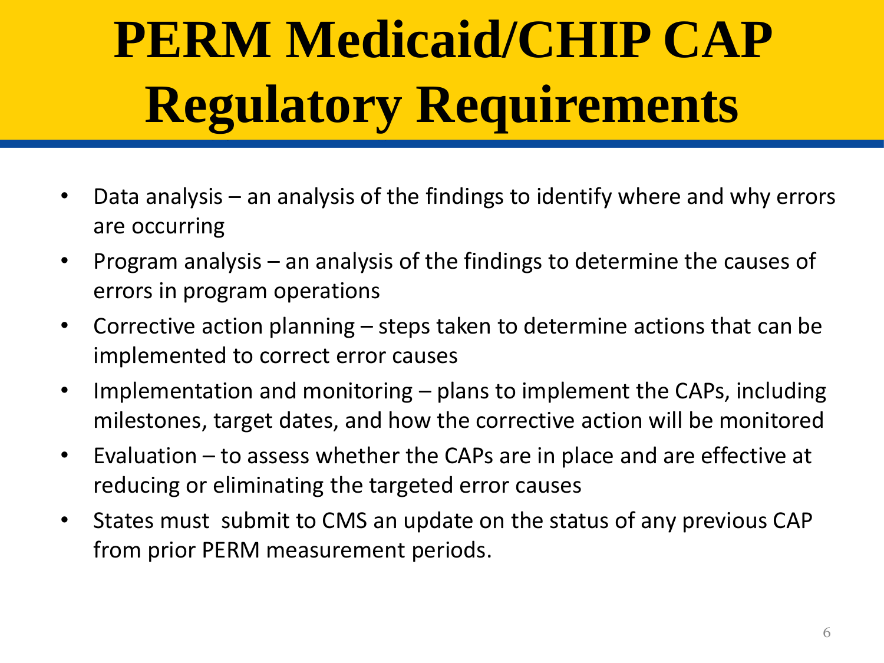# PERM Medicaid/CHIP CAP Regulatory Requirements

- Data analysis – an analysis of the findings to identify where and why errors are occurring
- Program analysis – an analysis of the findings to determine the causes of errors in program operations
- Corrective action planning – steps taken to determine actions that can be implemented to correct error causes
- Implementation and monitoring – plans to implement the CAPs, including milestones, target dates, and how the corrective action will be monitored
- Evaluation – to assess whether the CAPs are in place and are effective at reducing or eliminating the targeted error causes
- States must submit to CMS an update on the status of any previous CAP from prior PERM measurement periods.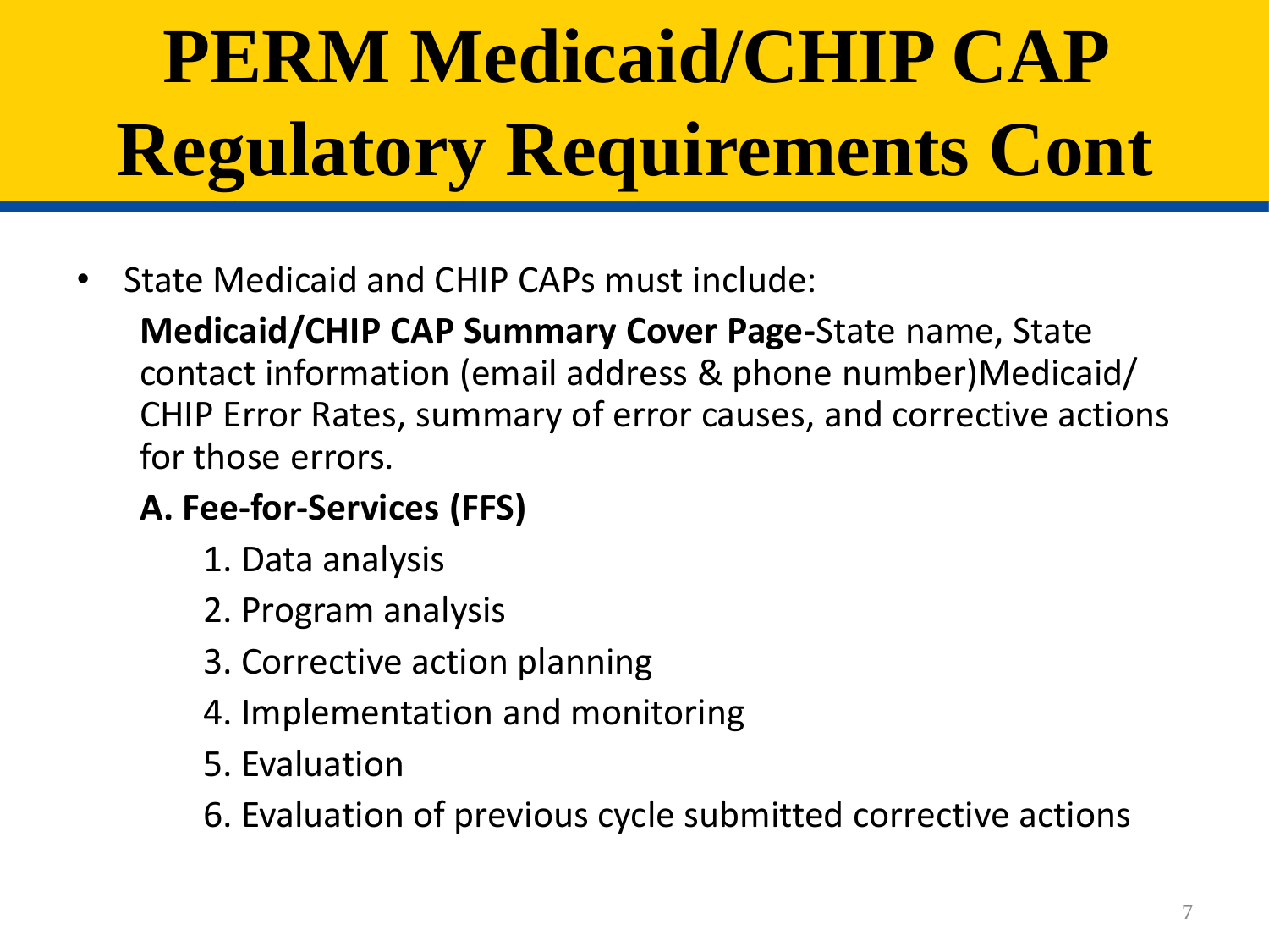# PERM Medicaid/CHIP CAP Regulatory Requirements Cont

- State Medicaid and CHIP CAPs must include:

  **Medicaid/CHIP CAP Summary Cover Page-**State name, State contact information (email address & phone number)Medicaid/ CHIP Error Rates, summary of error causes, and corrective actions for those errors.

  **A. Fee-for-Services (FFS)**

  1. Data analysis
  2. Program analysis
  3. Corrective action planning
  4. Implementation and monitoring
  5. Evaluation
  6. Evaluation of previous cycle submitted corrective actions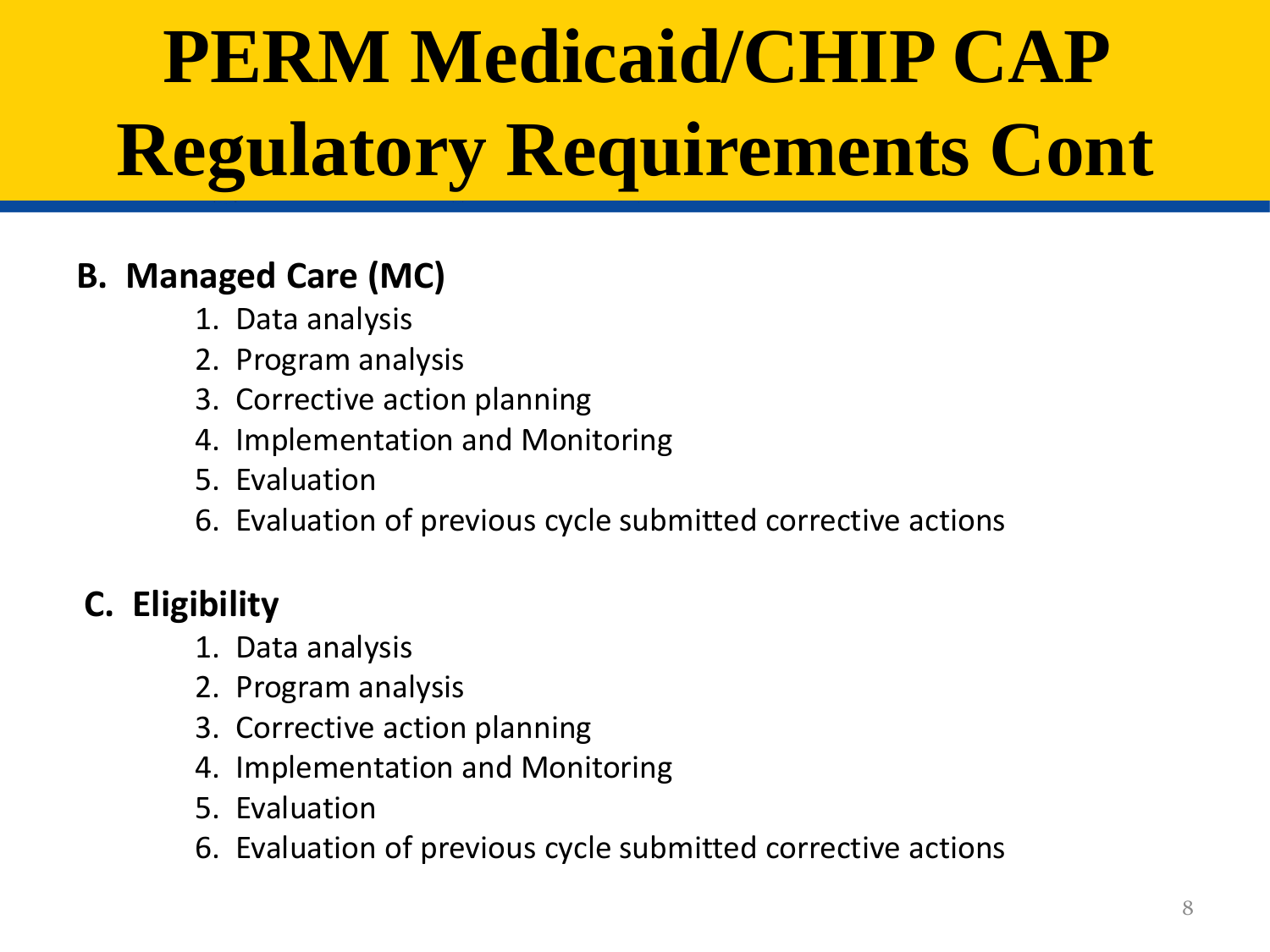# PERM Medicaid/CHIP CAP Regulatory Requirements Cont

**B. Managed Care (MC)**

1. Data analysis
2. Program analysis
3. Corrective action planning
4. Implementation and Monitoring
5. Evaluation
6. Evaluation of previous cycle submitted corrective actions

**C. Eligibility**

1. Data analysis
2. Program analysis
3. Corrective action planning
4. Implementation and Monitoring
5. Evaluation
6. Evaluation of previous cycle submitted corrective actions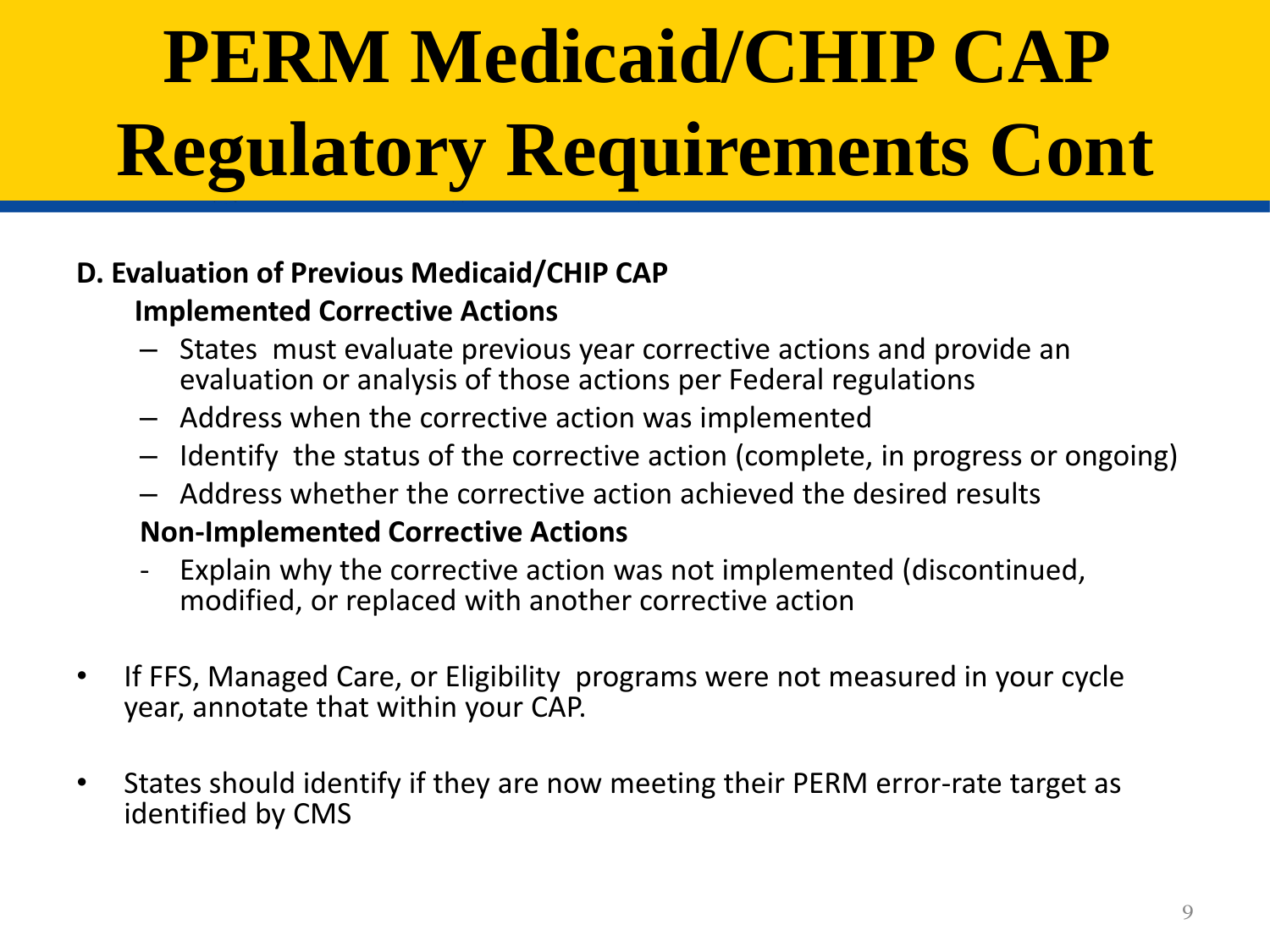# PERM Medicaid/CHIP CAP Regulatory Requirements Cont

**D. Evaluation of Previous Medicaid/CHIP CAP**

**Implemented Corrective Actions**

- States must evaluate previous year corrective actions and provide an evaluation or analysis of those actions per Federal regulations
- Address when the corrective action was implemented
- Identify the status of the corrective action (complete, in progress or ongoing)
- Address whether the corrective action achieved the desired results

**Non-Implemented Corrective Actions**

- Explain why the corrective action was not implemented (discontinued, modified, or replaced with another corrective action

- If FFS, Managed Care, or Eligibility programs were not measured in your cycle year, annotate that within your CAP.
- States should identify if they are now meeting their PERM error-rate target as identified by CMS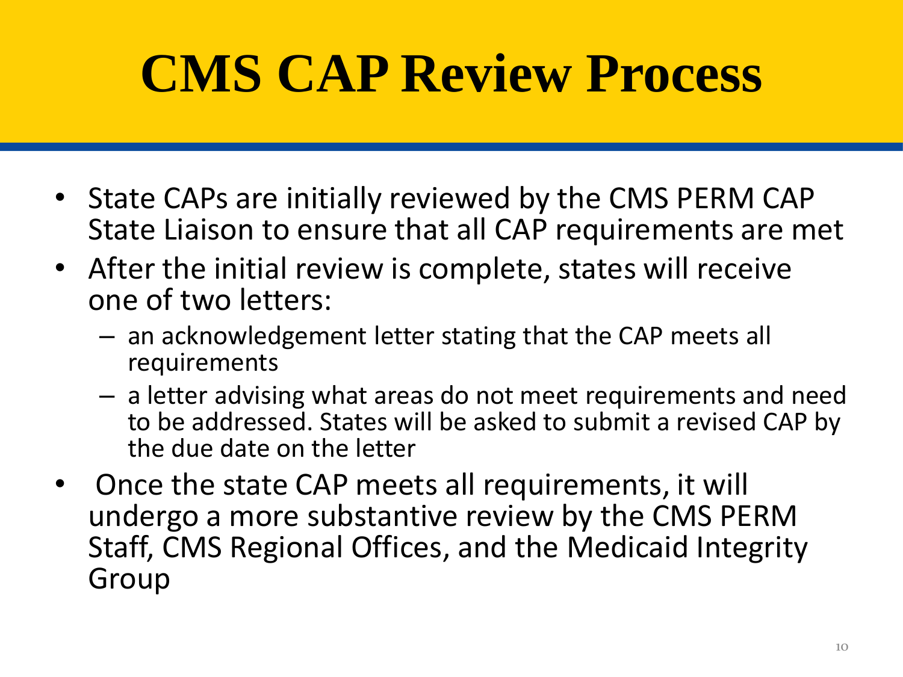# CMS CAP Review Process

- State CAPs are initially reviewed by the CMS PERM CAP State Liaison to ensure that all CAP requirements are met
- After the initial review is complete, states will receive one of two letters:
  - an acknowledgement letter stating that the CAP meets all requirements
  - a letter advising what areas do not meet requirements and need to be addressed. States will be asked to submit a revised CAP by the due date on the letter
- Once the state CAP meets all requirements, it will undergo a more substantive review by the CMS PERM Staff, CMS Regional Offices, and the Medicaid Integrity Group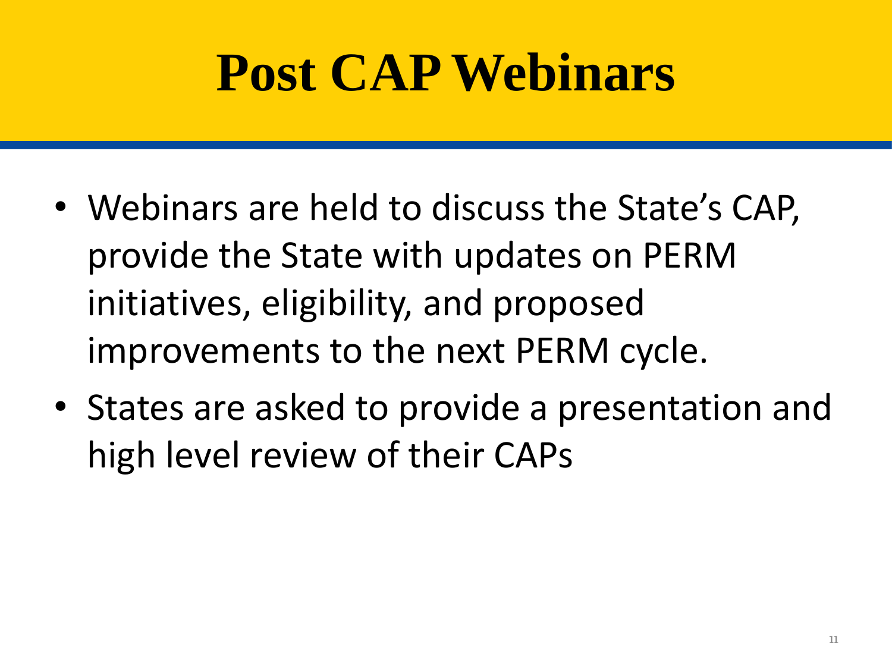# Post CAP Webinars

- Webinars are held to discuss the State's CAP, provide the State with updates on PERM initiatives, eligibility, and proposed improvements to the next PERM cycle.
- States are asked to provide a presentation and high level review of their CAPs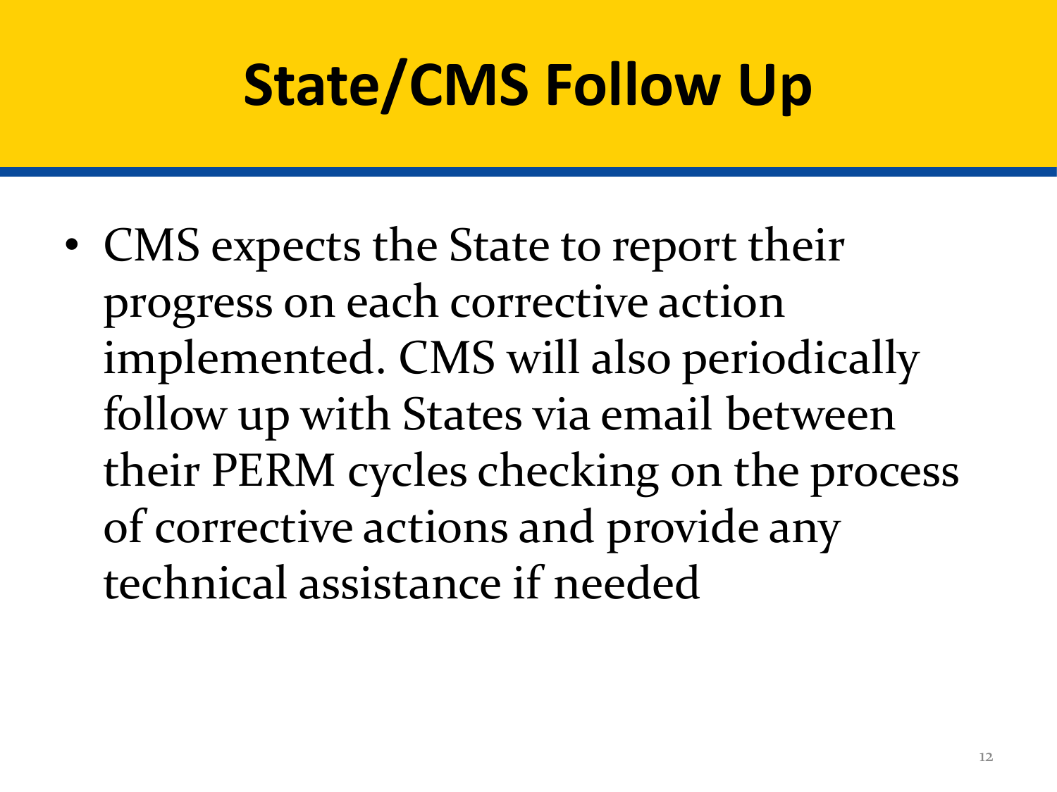# State/CMS Follow Up

- CMS expects the State to report their progress on each corrective action implemented. CMS will also periodically follow up with States via email between their PERM cycles checking on the process of corrective actions and provide any technical assistance if needed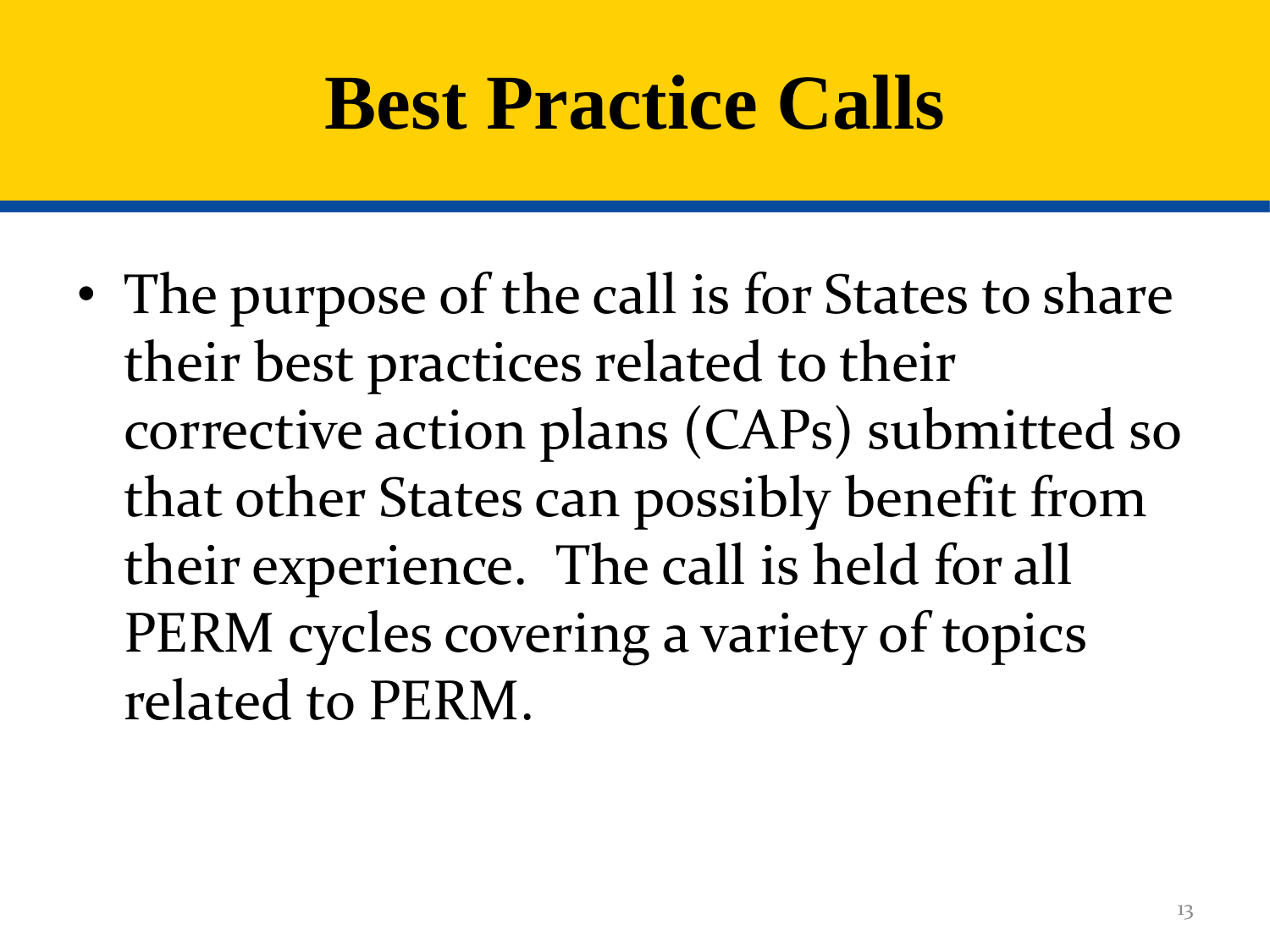# Best Practice Calls

- The purpose of the call is for States to share their best practices related to their corrective action plans (CAPs) submitted so that other States can possibly benefit from their experience.  The call is held for all PERM cycles covering a variety of topics related to PERM.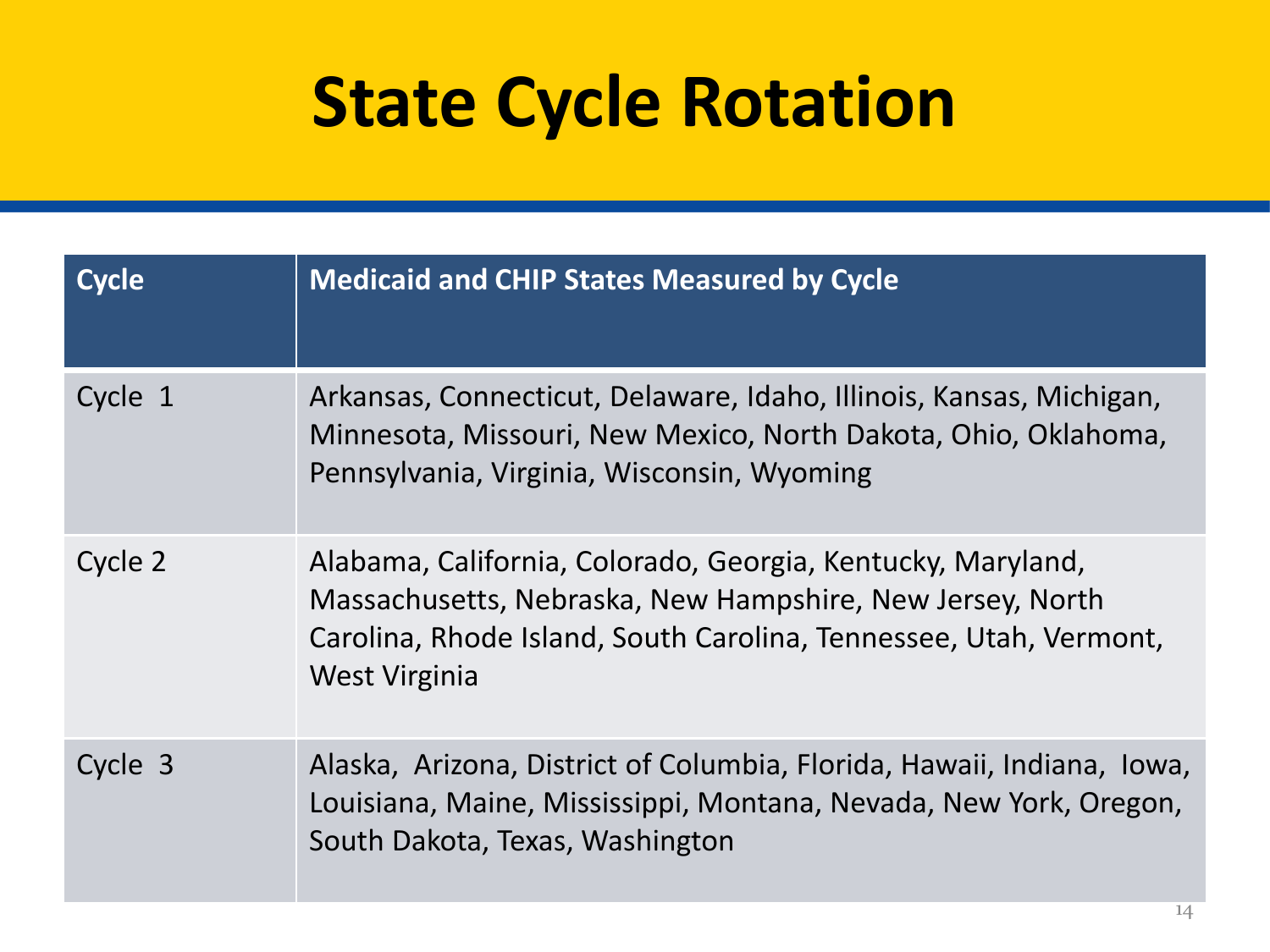# State Cycle Rotation

| Cycle | Medicaid and CHIP States Measured by Cycle |
|---|---|
| Cycle 1 | Arkansas, Connecticut, Delaware, Idaho, Illinois, Kansas, Michigan, Minnesota, Missouri, New Mexico, North Dakota, Ohio, Oklahoma, Pennsylvania, Virginia, Wisconsin, Wyoming |
| Cycle 2 | Alabama, California, Colorado, Georgia, Kentucky, Maryland, Massachusetts, Nebraska, New Hampshire, New Jersey, North Carolina, Rhode Island, South Carolina, Tennessee, Utah, Vermont, West Virginia |
| Cycle 3 | Alaska, Arizona, District of Columbia, Florida, Hawaii, Indiana, Iowa, Louisiana, Maine, Mississippi, Montana, Nevada, New York, Oregon, South Dakota, Texas, Washington |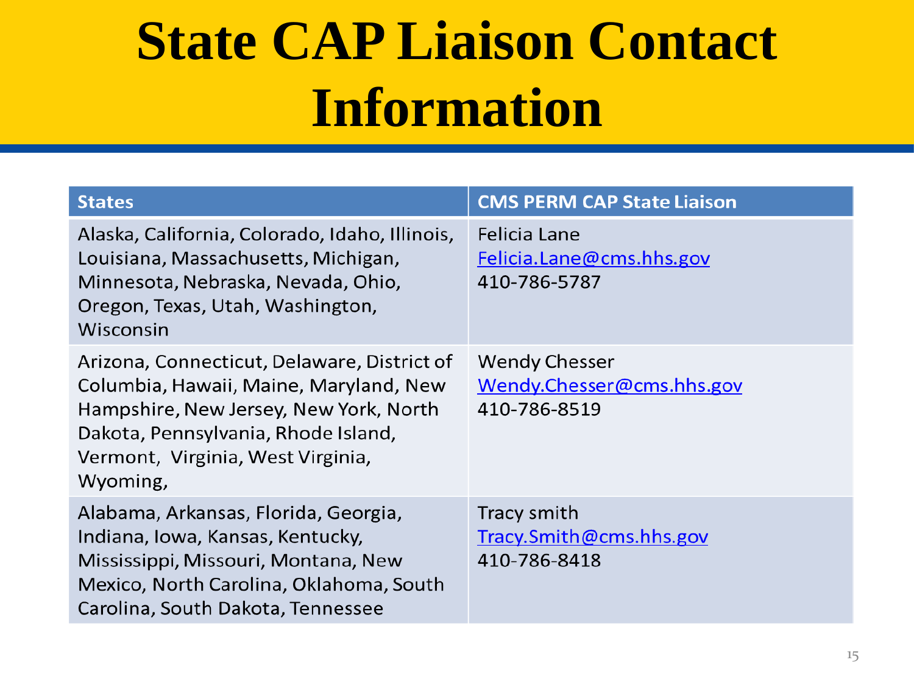# State CAP Liaison Contact Information

| States | CMS PERM CAP State Liaison |
| --- | --- |
| Alaska, California, Colorado, Idaho, Illinois, Louisiana, Massachusetts, Michigan, Minnesota, Nebraska, Nevada, Ohio, Oregon, Texas, Utah, Washington, Wisconsin | Felicia Lane<br>Felicia.Lane@cms.hhs.gov<br>410-786-5787 |
| Arizona, Connecticut, Delaware, District of Columbia, Hawaii, Maine, Maryland, New Hampshire, New Jersey, New York, North Dakota, Pennsylvania, Rhode Island, Vermont, Virginia, West Virginia, Wyoming, | Wendy Chesser<br>Wendy.Chesser@cms.hhs.gov<br>410-786-8519 |
| Alabama, Arkansas, Florida, Georgia, Indiana, Iowa, Kansas, Kentucky, Mississippi, Missouri, Montana, New Mexico, North Carolina, Oklahoma, South Carolina, South Dakota, Tennessee | Tracy smith<br>Tracy.Smith@cms.hhs.gov<br>410-786-8418 |